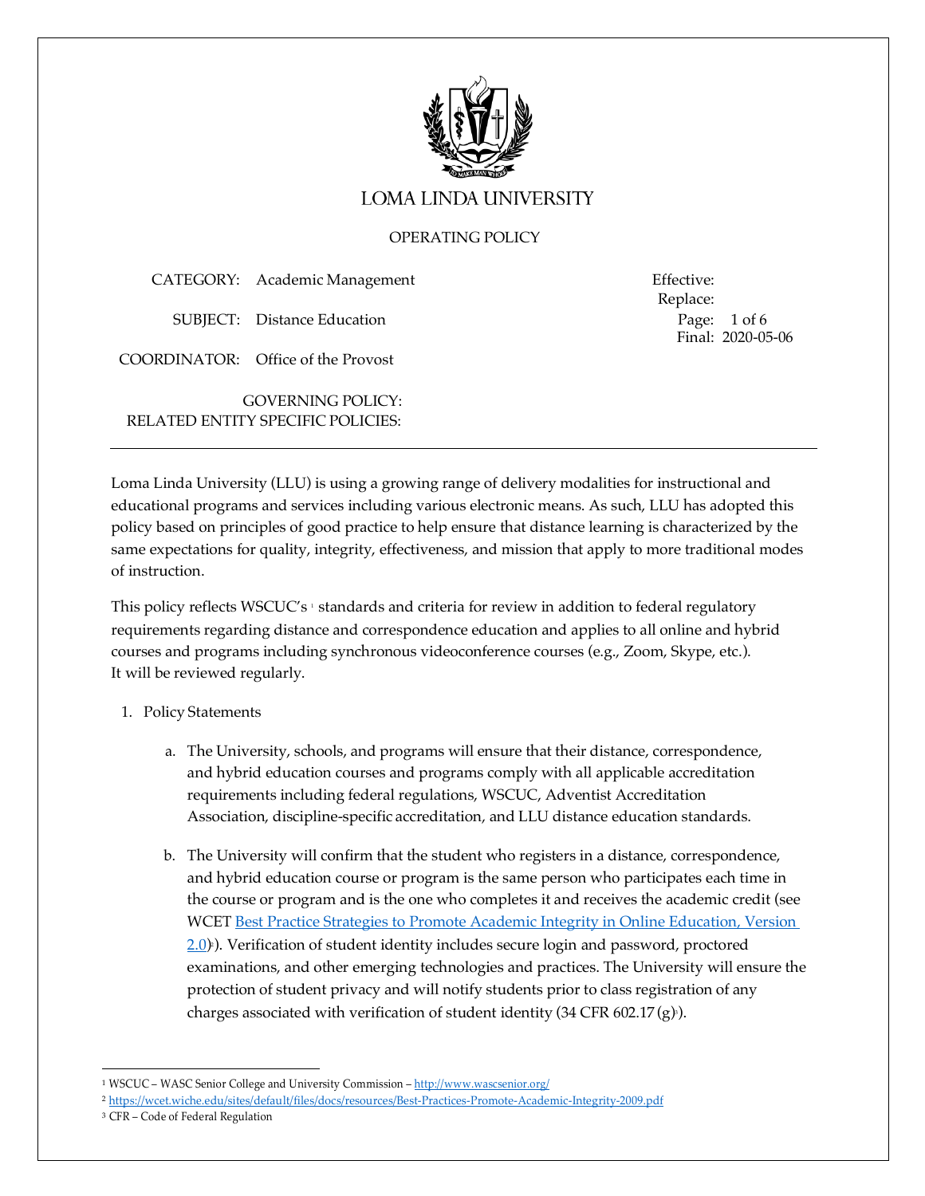# LOMA LINDA UNIVERSITY

OPERATING POLICY

CATEGORY: Academic Management

SUBJECT: Distance Education

COORDINATOR: Office of the Provost

Effective:
Replace:
Final: 2020-05-06

GOVERNING POLICY:
RELATED ENTITY SPECIFIC POLICIES:

---

Loma Linda University (LLU) is using a growing range of delivery modalities for instructional and educational programs and services including various electronic means. As such, LLU has adopted this policy based on principles of good practice to help ensure that distance learning is characterized by the same expectations for quality, integrity, effectiveness, and mission that apply to more traditional modes of instruction.

This policy reflects WSCUC's [1] standards and criteria for review in addition to federal regulatory requirements regarding distance and correspondence education and applies to all online and hybrid courses and programs including synchronous videoconference courses (e.g., Zoom, Skype, etc.). It will be reviewed regularly.

1. Policy Statements

   a. The University, schools, and programs will ensure that their distance, correspondence, and hybrid education courses and programs comply with all applicable accreditation requirements including federal regulations, WSCUC, Adventist Accreditation Association, discipline-specific accreditation, and LLU distance education standards.

   b. The University will confirm that the student who registers in a distance, correspondence, and hybrid education course or program is the same person who participates each time in the course or program and is the one who completes it and receives the academic credit (see WCET [Best Practice Strategies to Promote Academic Integrity in Online Education, Version 2.0](https://wcet.wiche.edu/sites/default/files/docs/resources/Best-Practices-Promote-Academic-Integrity-2009.pdf)[2]). Verification of student identity includes secure login and password, proctored examinations, and other emerging technologies and practices. The University will ensure the protection of student privacy and will notify students prior to class registration of any charges associated with verification of student identity (34 CFR 602.17 (g)[3]).

---

[1] WSCUC – WASC Senior College and University Commission – http://www.wascsenior.org/

[2] https://wcet.wiche.edu/sites/default/files/docs/resources/Best-Practices-Promote-Academic-Integrity-2009.pdf

[3] CFR – Code of Federal Regulation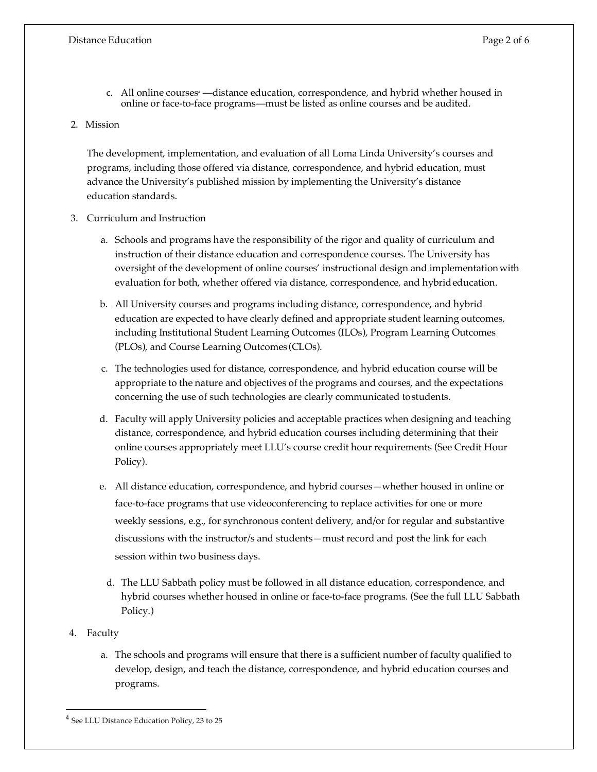c. All online courses[4] —distance education, correspondence, and hybrid whether housed in online or face-to-face programs—must be listed as online courses and be audited.

2. Mission

   The development, implementation, and evaluation of all Loma Linda University's courses and programs, including those offered via distance, correspondence, and hybrid education, must advance the University's published mission by implementing the University's distance education standards.

3. Curriculum and Instruction

   a. Schools and programs have the responsibility of the rigor and quality of curriculum and instruction of their distance education and correspondence courses. The University has oversight of the development of online courses' instructional design and implementation with evaluation for both, whether offered via distance, correspondence, and hybrid education.

   b. All University courses and programs including distance, correspondence, and hybrid education are expected to have clearly defined and appropriate student learning outcomes, including Institutional Student Learning Outcomes (ILOs), Program Learning Outcomes (PLOs), and Course Learning Outcomes (CLOs).

   c. The technologies used for distance, correspondence, and hybrid education course will be appropriate to the nature and objectives of the programs and courses, and the expectations concerning the use of such technologies are clearly communicated to students.

   d. Faculty will apply University policies and acceptable practices when designing and teaching distance, correspondence, and hybrid education courses including determining that their online courses appropriately meet LLU's course credit hour requirements (See Credit Hour Policy).

   e. All distance education, correspondence, and hybrid courses—whether housed in online or face-to-face programs that use videoconferencing to replace activities for one or more weekly sessions, e.g., for synchronous content delivery, and/or for regular and substantive discussions with the instructor/s and students—must record and post the link for each session within two business days.

   d. The LLU Sabbath policy must be followed in all distance education, correspondence, and hybrid courses whether housed in online or face-to-face programs. (See the full LLU Sabbath Policy.)

4. Faculty

   a. The schools and programs will ensure that there is a sufficient number of faculty qualified to develop, design, and teach the distance, correspondence, and hybrid education courses and programs.

---

[4] See LLU Distance Education Policy, 23 to 25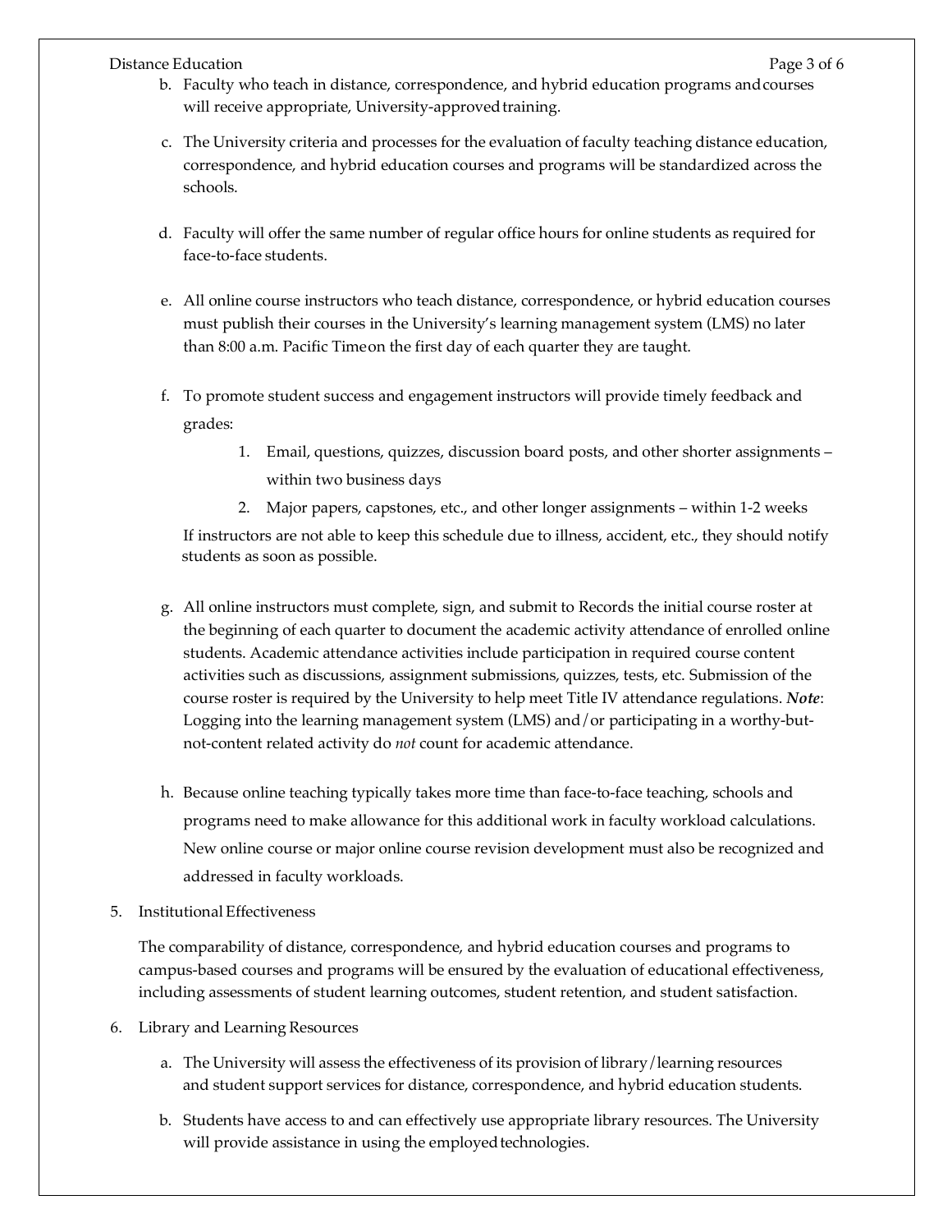b. Faculty who teach in distance, correspondence, and hybrid education programs and courses will receive appropriate, University-approved training.

c. The University criteria and processes for the evaluation of faculty teaching distance education, correspondence, and hybrid education courses and programs will be standardized across the schools.

d. Faculty will offer the same number of regular office hours for online students as required for face-to-face students.

e. All online course instructors who teach distance, correspondence, or hybrid education courses must publish their courses in the University's learning management system (LMS) no later than 8:00 a.m. Pacific Time on the first day of each quarter they are taught.

f. To promote student success and engagement instructors will provide timely feedback and grades:

   1. Email, questions, quizzes, discussion board posts, and other shorter assignments – within two business days
   2. Major papers, capstones, etc., and other longer assignments – within 1-2 weeks

   If instructors are not able to keep this schedule due to illness, accident, etc., they should notify students as soon as possible.

g. All online instructors must complete, sign, and submit to Records the initial course roster at the beginning of each quarter to document the academic activity attendance of enrolled online students. Academic attendance activities include participation in required course content activities such as discussions, assignment submissions, quizzes, tests, etc. Submission of the course roster is required by the University to help meet Title IV attendance regulations. ***Note***: Logging into the learning management system (LMS) and/or participating in a worthy-but-not-content related activity do *not* count for academic attendance.

h. Because online teaching typically takes more time than face-to-face teaching, schools and programs need to make allowance for this additional work in faculty workload calculations. New online course or major online course revision development must also be recognized and addressed in faculty workloads.

5. Institutional Effectiveness

   The comparability of distance, correspondence, and hybrid education courses and programs to campus-based courses and programs will be ensured by the evaluation of educational effectiveness, including assessments of student learning outcomes, student retention, and student satisfaction.

6. Library and Learning Resources

   a. The University will assess the effectiveness of its provision of library/learning resources and student support services for distance, correspondence, and hybrid education students.

   b. Students have access to and can effectively use appropriate library resources. The University will provide assistance in using the employed technologies.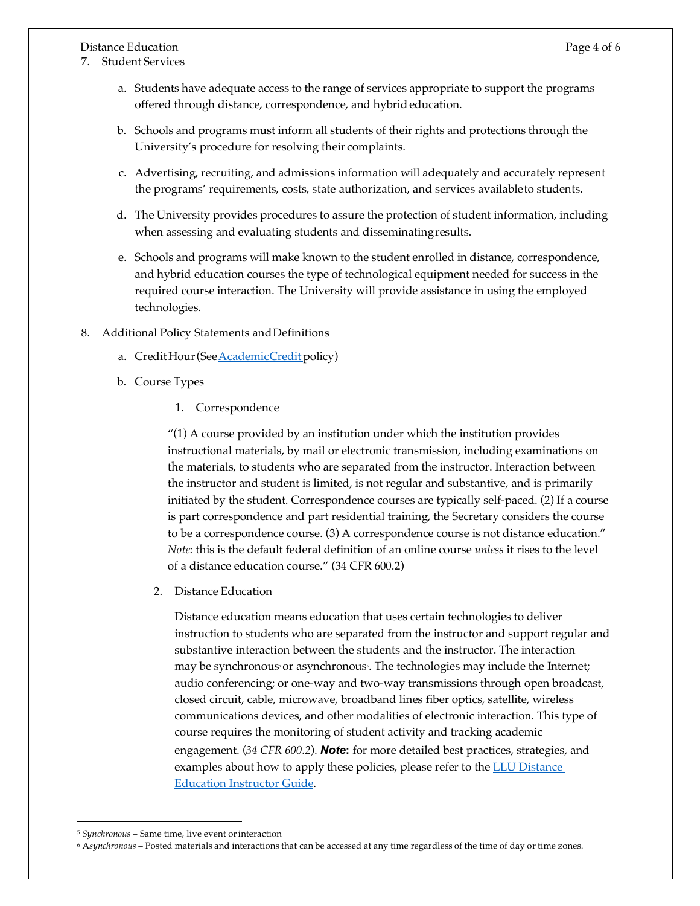7. Student Services

   a. Students have adequate access to the range of services appropriate to support the programs offered through distance, correspondence, and hybrid education.

   b. Schools and programs must inform all students of their rights and protections through the University's procedure for resolving their complaints.

   c. Advertising, recruiting, and admissions information will adequately and accurately represent the programs' requirements, costs, state authorization, and services available to students.

   d. The University provides procedures to assure the protection of student information, including when assessing and evaluating students and disseminating results.

   e. Schools and programs will make known to the student enrolled in distance, correspondence, and hybrid education courses the type of technological equipment needed for success in the required course interaction. The University will provide assistance in using the employed technologies.

8. Additional Policy Statements and Definitions

   a. Credit Hour (See [Academic Credit]() policy)

   b. Course Types

      1. Correspondence

         "(1) A course provided by an institution under which the institution provides instructional materials, by mail or electronic transmission, including examinations on the materials, to students who are separated from the instructor. Interaction between the instructor and student is limited, is not regular and substantive, and is primarily initiated by the student. Correspondence courses are typically self-paced. (2) If a course is part correspondence and part residential training, the Secretary considers the course to be a correspondence course. (3) A correspondence course is not distance education." *Note*: this is the default federal definition of an online course *unless* it rises to the level of a distance education course." (34 CFR 600.2)

      2. Distance Education

         Distance education means education that uses certain technologies to deliver instruction to students who are separated from the instructor and support regular and substantive interaction between the students and the instructor. The interaction may be synchronous[5] or asynchronous[6]. The technologies may include the Internet; audio conferencing; or one-way and two-way transmissions through open broadcast, closed circuit, cable, microwave, broadband lines fiber optics, satellite, wireless communications devices, and other modalities of electronic interaction. This type of course requires the monitoring of student activity and tracking academic engagement. (*34 CFR 600.2*). ***Note*:** for more detailed best practices, strategies, and examples about how to apply these policies, please refer to the [LLU Distance Education Instructor Guide]().

---

[5] *Synchronous* – Same time, live event or interaction

[6] A*synchronous* – Posted materials and interactions that can be accessed at any time regardless of the time of day or time zones.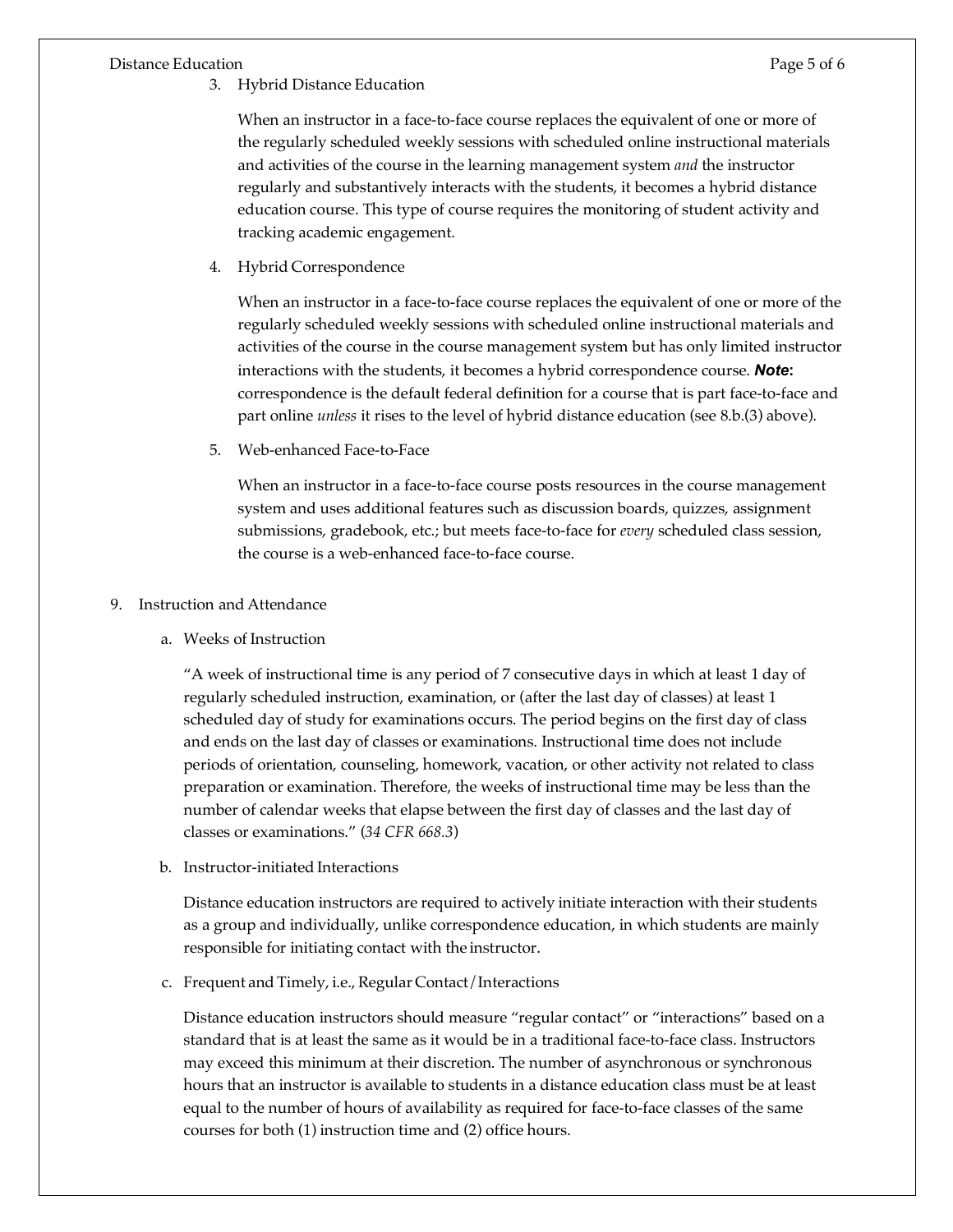3. Hybrid Distance Education

   When an instructor in a face-to-face course replaces the equivalent of one or more of the regularly scheduled weekly sessions with scheduled online instructional materials and activities of the course in the learning management system *and* the instructor regularly and substantively interacts with the students, it becomes a hybrid distance education course. This type of course requires the monitoring of student activity and tracking academic engagement.

4. Hybrid Correspondence

   When an instructor in a face-to-face course replaces the equivalent of one or more of the regularly scheduled weekly sessions with scheduled online instructional materials and activities of the course in the course management system but has only limited instructor interactions with the students, it becomes a hybrid correspondence course. ***Note*:** correspondence is the default federal definition for a course that is part face-to-face and part online *unless* it rises to the level of hybrid distance education (see 8.b.(3) above).

5. Web-enhanced Face-to-Face

   When an instructor in a face-to-face course posts resources in the course management system and uses additional features such as discussion boards, quizzes, assignment submissions, gradebook, etc.; but meets face-to-face for *every* scheduled class session, the course is a web-enhanced face-to-face course.

9. Instruction and Attendance

   a. Weeks of Instruction

   "A week of instructional time is any period of 7 consecutive days in which at least 1 day of regularly scheduled instruction, examination, or (after the last day of classes) at least 1 scheduled day of study for examinations occurs. The period begins on the first day of class and ends on the last day of classes or examinations. Instructional time does not include periods of orientation, counseling, homework, vacation, or other activity not related to class preparation or examination. Therefore, the weeks of instructional time may be less than the number of calendar weeks that elapse between the first day of classes and the last day of classes or examinations." (*34 CFR 668.3*)

   b. Instructor-initiated Interactions

   Distance education instructors are required to actively initiate interaction with their students as a group and individually, unlike correspondence education, in which students are mainly responsible for initiating contact with the instructor.

   c. Frequent and Timely, i.e., Regular Contact/Interactions

   Distance education instructors should measure "regular contact" or "interactions" based on a standard that is at least the same as it would be in a traditional face-to-face class. Instructors may exceed this minimum at their discretion. The number of asynchronous or synchronous hours that an instructor is available to students in a distance education class must be at least equal to the number of hours of availability as required for face-to-face classes of the same courses for both (1) instruction time and (2) office hours.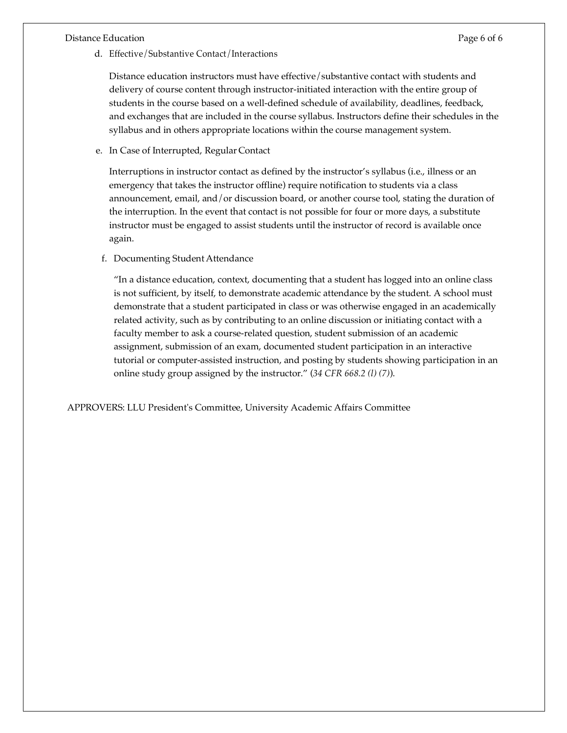d. Effective/Substantive Contact/Interactions

Distance education instructors must have effective/substantive contact with students and delivery of course content through instructor-initiated interaction with the entire group of students in the course based on a well-defined schedule of availability, deadlines, feedback, and exchanges that are included in the course syllabus. Instructors define their schedules in the syllabus and in others appropriate locations within the course management system.

e. In Case of Interrupted, Regular Contact

Interruptions in instructor contact as defined by the instructor's syllabus (i.e., illness or an emergency that takes the instructor offline) require notification to students via a class announcement, email, and/or discussion board, or another course tool, stating the duration of the interruption. In the event that contact is not possible for four or more days, a substitute instructor must be engaged to assist students until the instructor of record is available once again.

f. Documenting Student Attendance

"In a distance education, context, documenting that a student has logged into an online class is not sufficient, by itself, to demonstrate academic attendance by the student. A school must demonstrate that a student participated in class or was otherwise engaged in an academically related activity, such as by contributing to an online discussion or initiating contact with a faculty member to ask a course-related question, student submission of an academic assignment, submission of an exam, documented student participation in an interactive tutorial or computer-assisted instruction, and posting by students showing participation in an online study group assigned by the instructor." (*34 CFR 668.2 (l) (7)*).

APPROVERS: LLU President's Committee, University Academic Affairs Committee